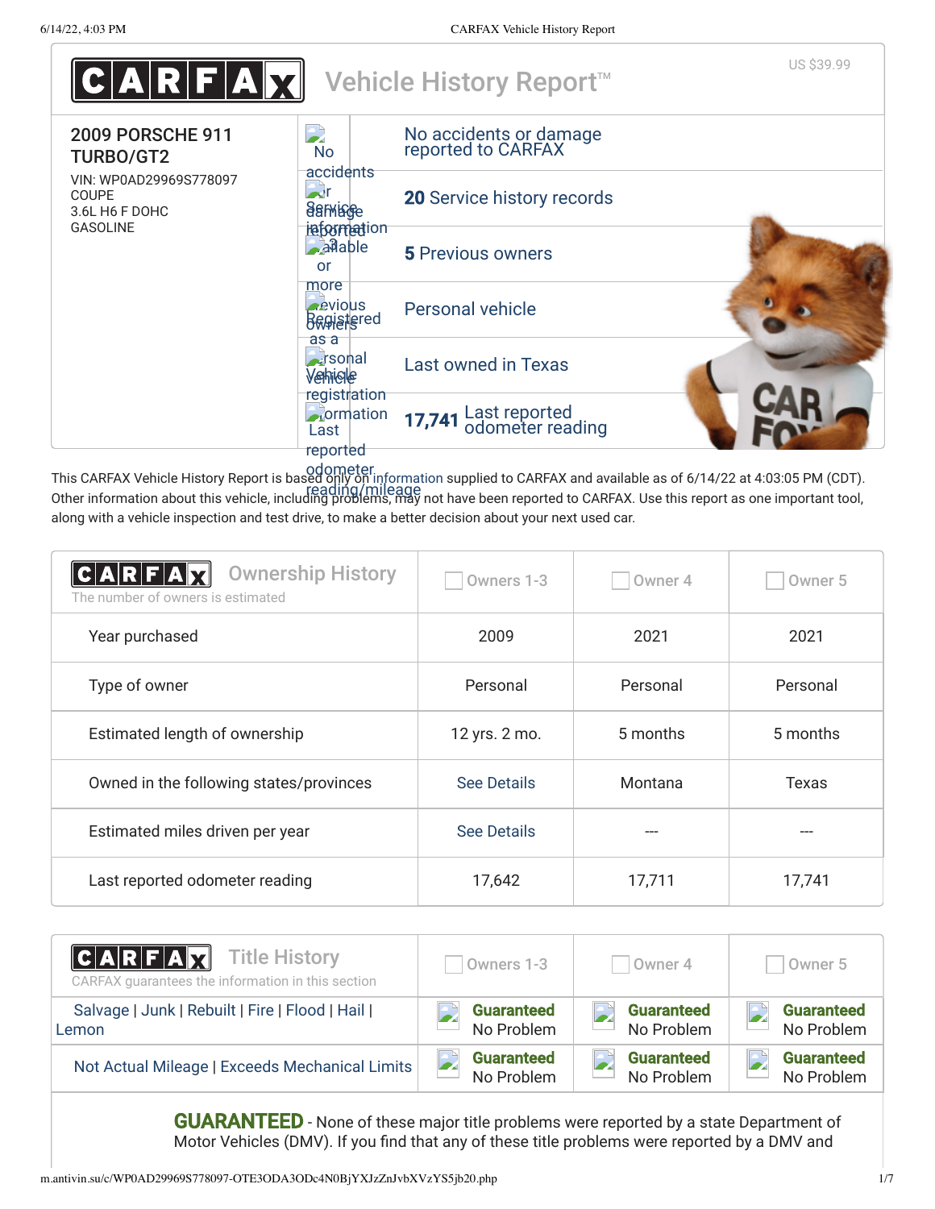# CARFAX Vehicle History Report™

US $39.99

**2009 PORSCHE 911 TURBO/GT2**

VIN: WP0AD29969S778097
COUPE
3.6L H6 F DOHC
GASOLINE

- No accidents or damage reported to CARFAX
- **20** Service history records
- **5** Previous owners
- Personal vehicle
- Last owned in Texas
- **17,741** Last reported odometer reading

This CARFAX Vehicle History Report is based only on information supplied to CARFAX and available as of 6/14/22 at 4:03:05 PM (CDT). Other information about this vehicle, including problems, may not have been reported to CARFAX. Use this report as one important tool, along with a vehicle inspection and test drive, to make a better decision about your next used car.

## Ownership History

The number of owners is estimated

| | Owners 1-3 | Owner 4 | Owner 5 |
|---|---|---|---|
| Year purchased | 2009 | 2021 | 2021 |
| Type of owner | Personal | Personal | Personal |
| Estimated length of ownership | 12 yrs. 2 mo. | 5 months | 5 months |
| Owned in the following states/provinces | See Details | Montana | Texas |
| Estimated miles driven per year | See Details | --- | --- |
| Last reported odometer reading | 17,642 | 17,711 | 17,741 |

## Title History

CARFAX guarantees the information in this section

| | Owners 1-3 | Owner 4 | Owner 5 |
|---|---|---|---|
| Salvage \| Junk \| Rebuilt \| Fire \| Flood \| Hail \| Lemon | **Guaranteed** No Problem | **Guaranteed** No Problem | **Guaranteed** No Problem |
| Not Actual Mileage \| Exceeds Mechanical Limits | **Guaranteed** No Problem | **Guaranteed** No Problem | **Guaranteed** No Problem |

**GUARANTEED** - None of these major title problems were reported by a state Department of Motor Vehicles (DMV). If you find that any of these title problems were reported by a DMV and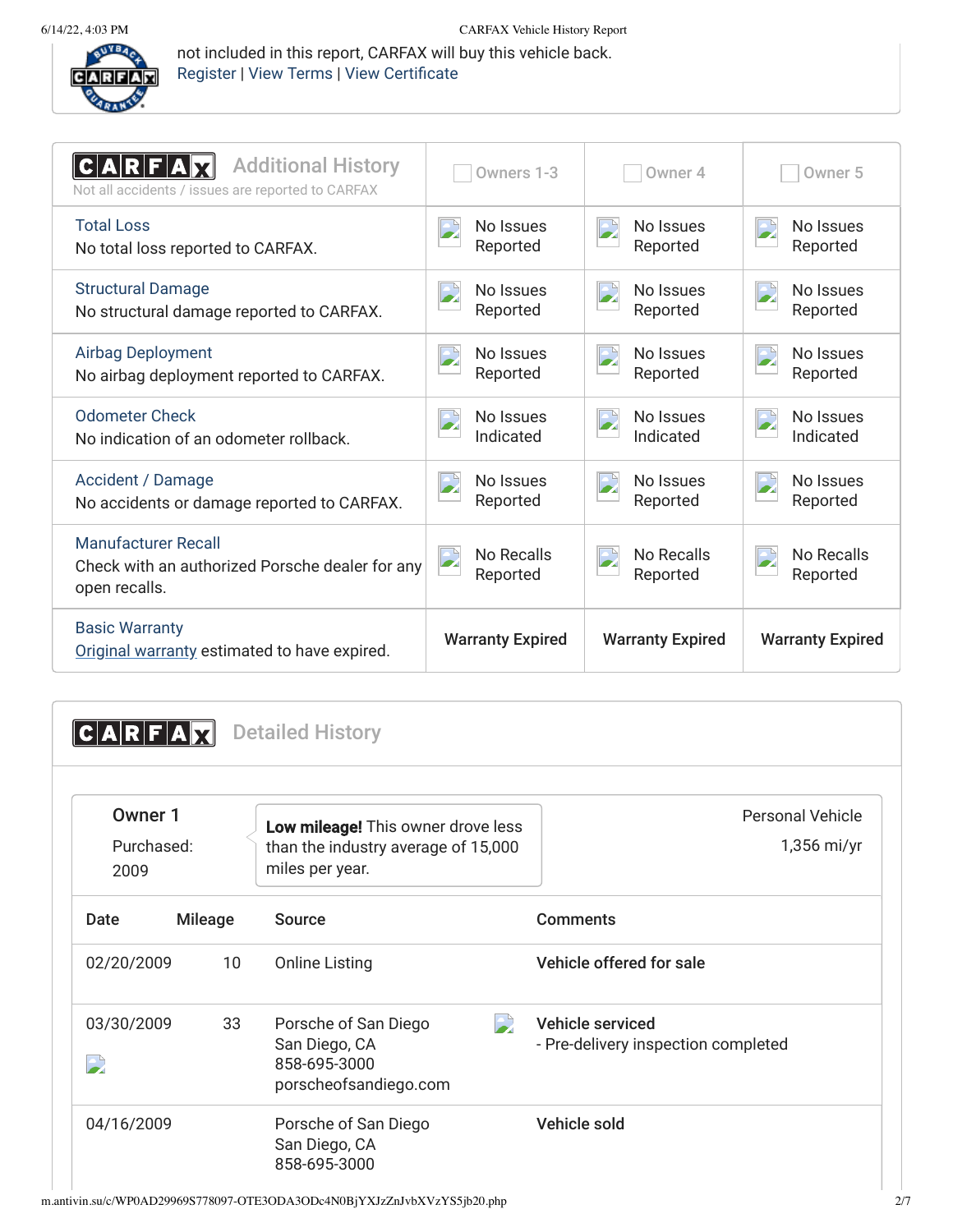not included in this report, CARFAX will buy this vehicle back.
Register | View Terms | View Certificate

## CARFAX Additional History

Not all accidents / issues are reported to CARFAX

| | Owners 1-3 | Owner 4 | Owner 5 |
|---|---|---|---|
| **Total Loss**<br>No total loss reported to CARFAX. | No Issues Reported | No Issues Reported | No Issues Reported |
| **Structural Damage**<br>No structural damage reported to CARFAX. | No Issues Reported | No Issues Reported | No Issues Reported |
| **Airbag Deployment**<br>No airbag deployment reported to CARFAX. | No Issues Reported | No Issues Reported | No Issues Reported |
| **Odometer Check**<br>No indication of an odometer rollback. | No Issues Indicated | No Issues Indicated | No Issues Indicated |
| **Accident / Damage**<br>No accidents or damage reported to CARFAX. | No Issues Reported | No Issues Reported | No Issues Reported |
| **Manufacturer Recall**<br>Check with an authorized Porsche dealer for any open recalls. | No Recalls Reported | No Recalls Reported | No Recalls Reported |
| **Basic Warranty**<br>Original warranty estimated to have expired. | **Warranty Expired** | **Warranty Expired** | **Warranty Expired** |

## CARFAX Detailed History

**Owner 1**
Purchased: 2009

**Low mileage!** This owner drove less than the industry average of 15,000 miles per year.

Personal Vehicle
1,356 mi/yr

| Date | Mileage | Source | Comments |
|---|---|---|---|
| 02/20/2009 | 10 | Online Listing | **Vehicle offered for sale** |
| 03/30/2009 | 33 | Porsche of San Diego<br>San Diego, CA<br>858-695-3000<br>porscheofsandiego.com | **Vehicle serviced**<br>- Pre-delivery inspection completed |
| 04/16/2009 | | Porsche of San Diego<br>San Diego, CA<br>858-695-3000 | **Vehicle sold** |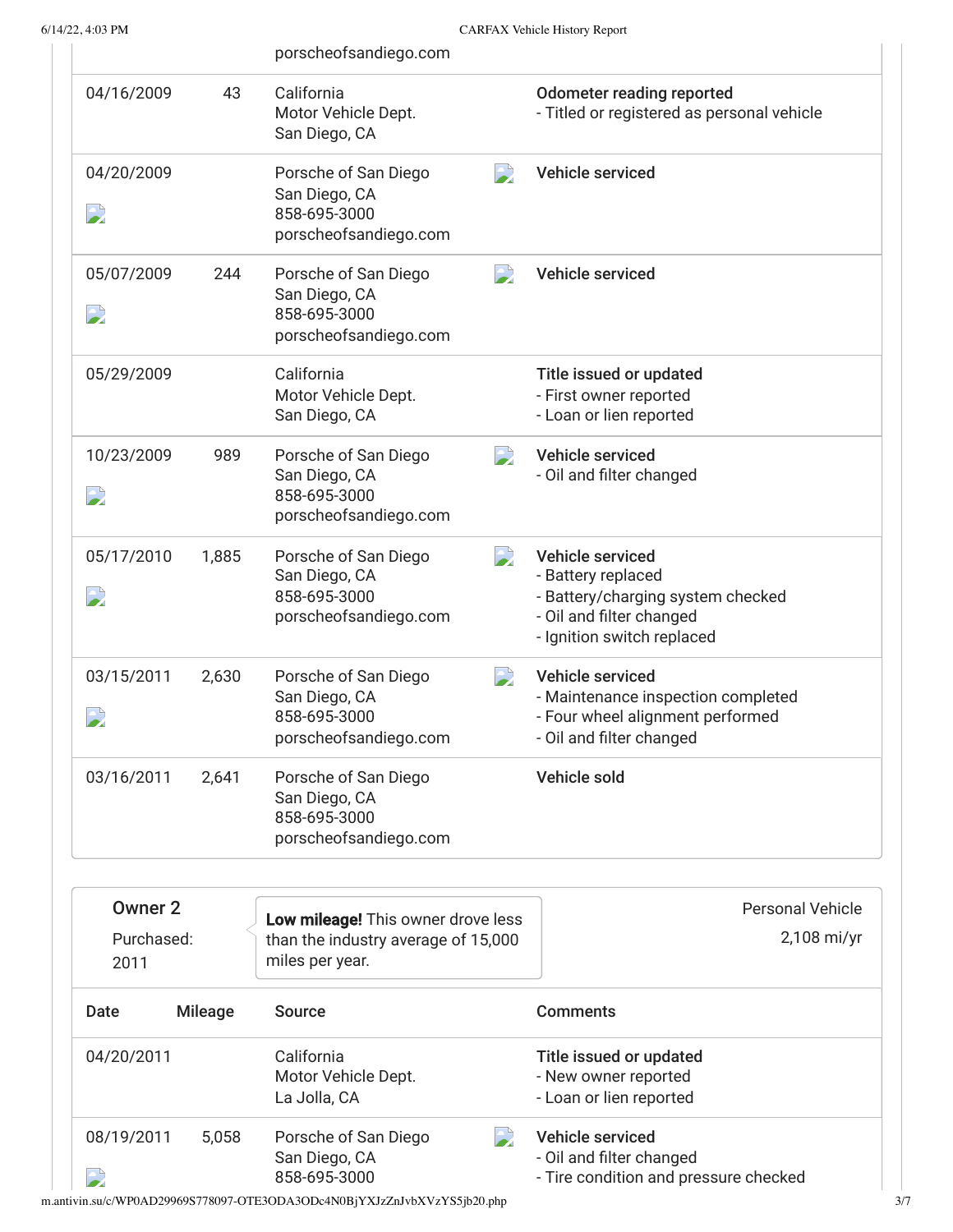| Date | Mileage | Source | Comments |
| --- | --- | --- | --- |
| | | porscheofsandiego.com | |
| 04/16/2009 | 43 | California Motor Vehicle Dept. San Diego, CA | **Odometer reading reported** - Titled or registered as personal vehicle |
| 04/20/2009 | | Porsche of San Diego San Diego, CA 858-695-3000 porscheofsandiego.com | **Vehicle serviced** |
| 05/07/2009 | 244 | Porsche of San Diego San Diego, CA 858-695-3000 porscheofsandiego.com | **Vehicle serviced** |
| 05/29/2009 | | California Motor Vehicle Dept. San Diego, CA | **Title issued or updated** - First owner reported - Loan or lien reported |
| 10/23/2009 | 989 | Porsche of San Diego San Diego, CA 858-695-3000 porscheofsandiego.com | **Vehicle serviced** - Oil and filter changed |
| 05/17/2010 | 1,885 | Porsche of San Diego San Diego, CA 858-695-3000 porscheofsandiego.com | **Vehicle serviced** - Battery replaced - Battery/charging system checked - Oil and filter changed - Ignition switch replaced |
| 03/15/2011 | 2,630 | Porsche of San Diego San Diego, CA 858-695-3000 porscheofsandiego.com | **Vehicle serviced** - Maintenance inspection completed - Four wheel alignment performed - Oil and filter changed |
| 03/16/2011 | 2,641 | Porsche of San Diego San Diego, CA 858-695-3000 porscheofsandiego.com | **Vehicle sold** |

## Owner 2

Purchased: 2011

**Low mileage!** This owner drove less than the industry average of 15,000 miles per year.

Personal Vehicle

2,108 mi/yr

| Date | Mileage | Source | Comments |
| --- | --- | --- | --- |
| 04/20/2011 | | California Motor Vehicle Dept. La Jolla, CA | **Title issued or updated** - New owner reported - Loan or lien reported |
| 08/19/2011 | 5,058 | Porsche of San Diego San Diego, CA 858-695-3000 | **Vehicle serviced** - Oil and filter changed - Tire condition and pressure checked |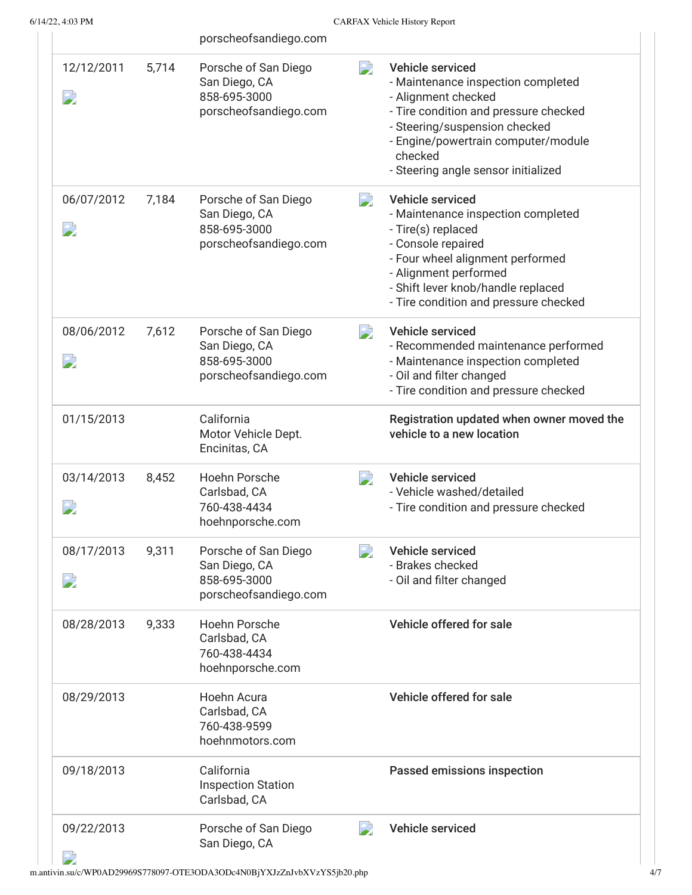| | | porscheofsandiego.com | |
|---|---|---|---|
| 12/12/2011 | 5,714 | Porsche of San Diego<br>San Diego, CA<br>858-695-3000<br>porscheofsandiego.com | **Vehicle serviced**<br>- Maintenance inspection completed<br>- Alignment checked<br>- Tire condition and pressure checked<br>- Steering/suspension checked<br>- Engine/powertrain computer/module checked<br>- Steering angle sensor initialized |
| 06/07/2012 | 7,184 | Porsche of San Diego<br>San Diego, CA<br>858-695-3000<br>porscheofsandiego.com | **Vehicle serviced**<br>- Maintenance inspection completed<br>- Tire(s) replaced<br>- Console repaired<br>- Four wheel alignment performed<br>- Alignment performed<br>- Shift lever knob/handle replaced<br>- Tire condition and pressure checked |
| 08/06/2012 | 7,612 | Porsche of San Diego<br>San Diego, CA<br>858-695-3000<br>porscheofsandiego.com | **Vehicle serviced**<br>- Recommended maintenance performed<br>- Maintenance inspection completed<br>- Oil and filter changed<br>- Tire condition and pressure checked |
| 01/15/2013 | | California<br>Motor Vehicle Dept.<br>Encinitas, CA | **Registration updated when owner moved the vehicle to a new location** |
| 03/14/2013 | 8,452 | Hoehn Porsche<br>Carlsbad, CA<br>760-438-4434<br>hoehnporsche.com | **Vehicle serviced**<br>- Vehicle washed/detailed<br>- Tire condition and pressure checked |
| 08/17/2013 | 9,311 | Porsche of San Diego<br>San Diego, CA<br>858-695-3000<br>porscheofsandiego.com | **Vehicle serviced**<br>- Brakes checked<br>- Oil and filter changed |
| 08/28/2013 | 9,333 | Hoehn Porsche<br>Carlsbad, CA<br>760-438-4434<br>hoehnporsche.com | **Vehicle offered for sale** |
| 08/29/2013 | | Hoehn Acura<br>Carlsbad, CA<br>760-438-9599<br>hoehnmotors.com | **Vehicle offered for sale** |
| 09/18/2013 | | California<br>Inspection Station<br>Carlsbad, CA | **Passed emissions inspection** |
| 09/22/2013 | | Porsche of San Diego<br>San Diego, CA | **Vehicle serviced** |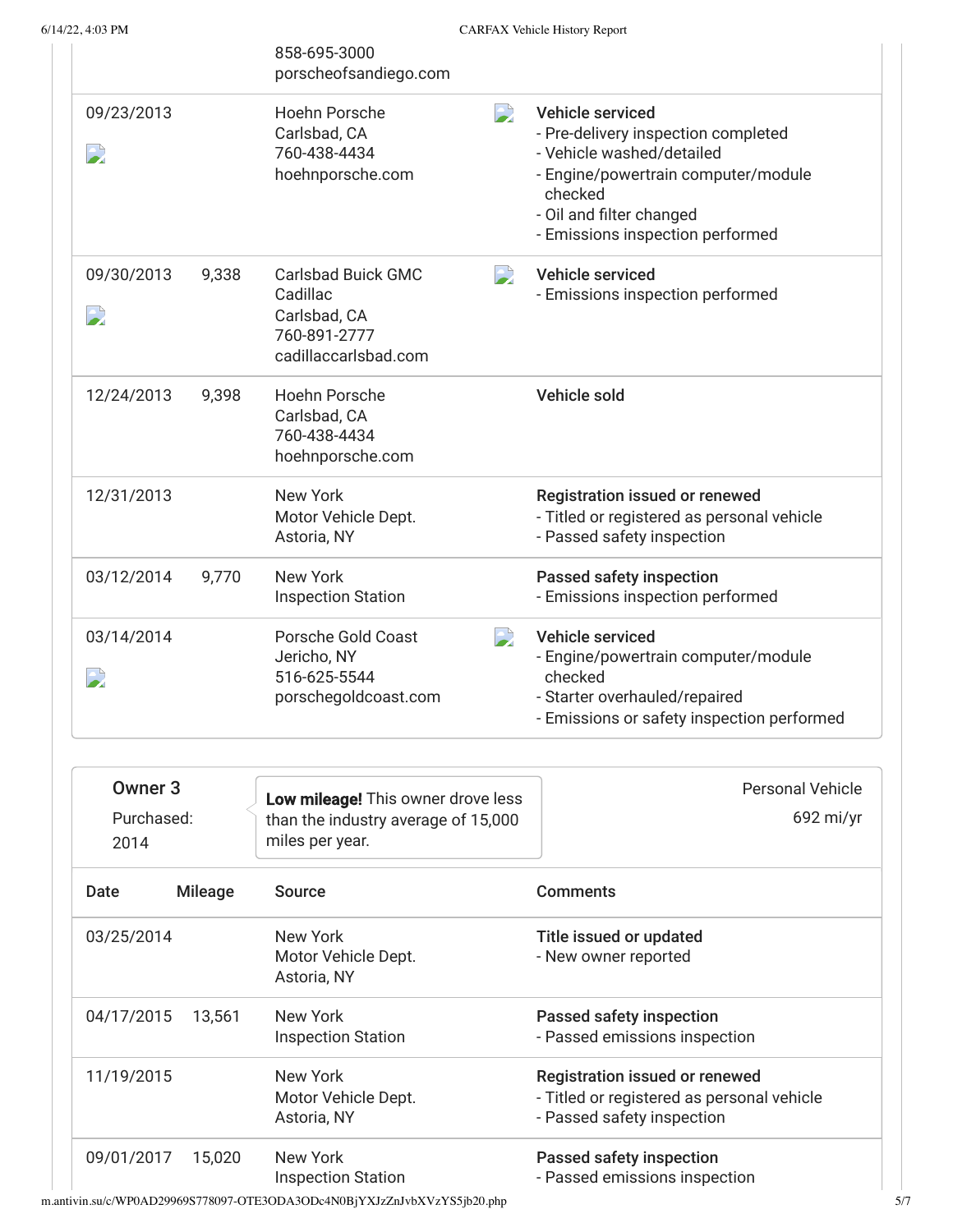| | | | |
|---|---|---|---|
| | | 858-695-3000<br>porscheofsandiego.com | |
| 09/23/2013 | | Hoehn Porsche<br>Carlsbad, CA<br>760-438-4434<br>hoehnporsche.com | **Vehicle serviced**<br>- Pre-delivery inspection completed<br>- Vehicle washed/detailed<br>- Engine/powertrain computer/module checked<br>- Oil and filter changed<br>- Emissions inspection performed |
| 09/30/2013 | 9,338 | Carlsbad Buick GMC Cadillac<br>Carlsbad, CA<br>760-891-2777<br>cadillaccarlsbad.com | **Vehicle serviced**<br>- Emissions inspection performed |
| 12/24/2013 | 9,398 | Hoehn Porsche<br>Carlsbad, CA<br>760-438-4434<br>hoehnporsche.com | **Vehicle sold** |
| 12/31/2013 | | New York<br>Motor Vehicle Dept.<br>Astoria, NY | **Registration issued or renewed**<br>- Titled or registered as personal vehicle<br>- Passed safety inspection |
| 03/12/2014 | 9,770 | New York<br>Inspection Station | **Passed safety inspection**<br>- Emissions inspection performed |
| 03/14/2014 | | Porsche Gold Coast<br>Jericho, NY<br>516-625-5544<br>porschegoldcoast.com | **Vehicle serviced**<br>- Engine/powertrain computer/module checked<br>- Starter overhauled/repaired<br>- Emissions or safety inspection performed |

**Owner 3**

Purchased: 2014

**Low mileage!** This owner drove less than the industry average of 15,000 miles per year.

Personal Vehicle

692 mi/yr

| Date | Mileage | Source | Comments |
|---|---|---|---|
| 03/25/2014 | | New York<br>Motor Vehicle Dept.<br>Astoria, NY | **Title issued or updated**<br>- New owner reported |
| 04/17/2015 | 13,561 | New York<br>Inspection Station | **Passed safety inspection**<br>- Passed emissions inspection |
| 11/19/2015 | | New York<br>Motor Vehicle Dept.<br>Astoria, NY | **Registration issued or renewed**<br>- Titled or registered as personal vehicle<br>- Passed safety inspection |
| 09/01/2017 | 15,020 | New York<br>Inspection Station | **Passed safety inspection**<br>- Passed emissions inspection |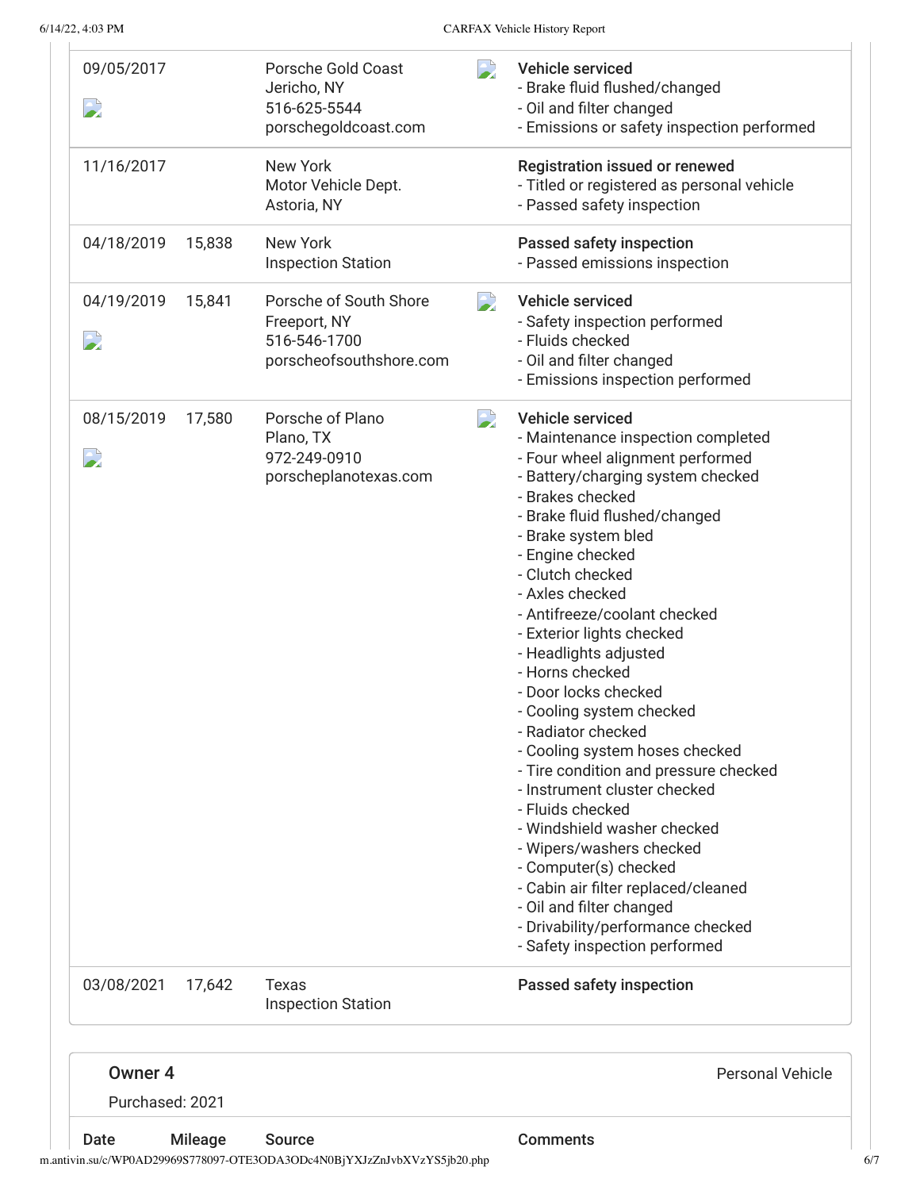| Date | Mileage | Source | Comments |
| --- | --- | --- | --- |
| 09/05/2017 | | Porsche Gold Coast<br>Jericho, NY<br>516-625-5544<br>porschegoldcoast.com | **Vehicle serviced**<br>- Brake fluid flushed/changed<br>- Oil and filter changed<br>- Emissions or safety inspection performed |
| 11/16/2017 | | New York<br>Motor Vehicle Dept.<br>Astoria, NY | **Registration issued or renewed**<br>- Titled or registered as personal vehicle<br>- Passed safety inspection |
| 04/18/2019 | 15,838 | New York<br>Inspection Station | **Passed safety inspection**<br>- Passed emissions inspection |
| 04/19/2019 | 15,841 | Porsche of South Shore<br>Freeport, NY<br>516-546-1700<br>porscheofsouthshore.com | **Vehicle serviced**<br>- Safety inspection performed<br>- Fluids checked<br>- Oil and filter changed<br>- Emissions inspection performed |
| 08/15/2019 | 17,580 | Porsche of Plano<br>Plano, TX<br>972-249-0910<br>porscheplanotexas.com | **Vehicle serviced**<br>- Maintenance inspection completed<br>- Four wheel alignment performed<br>- Battery/charging system checked<br>- Brakes checked<br>- Brake fluid flushed/changed<br>- Brake system bled<br>- Engine checked<br>- Clutch checked<br>- Axles checked<br>- Antifreeze/coolant checked<br>- Exterior lights checked<br>- Headlights adjusted<br>- Horns checked<br>- Door locks checked<br>- Cooling system checked<br>- Radiator checked<br>- Cooling system hoses checked<br>- Tire condition and pressure checked<br>- Instrument cluster checked<br>- Fluids checked<br>- Windshield washer checked<br>- Wipers/washers checked<br>- Computer(s) checked<br>- Cabin air filter replaced/cleaned<br>- Oil and filter changed<br>- Drivability/performance checked<br>- Safety inspection performed |
| 03/08/2021 | 17,642 | Texas<br>Inspection Station | **Passed safety inspection** |

## Owner 4

Personal Vehicle

Purchased: 2021

| Date | Mileage | Source | Comments |
| --- | --- | --- | --- |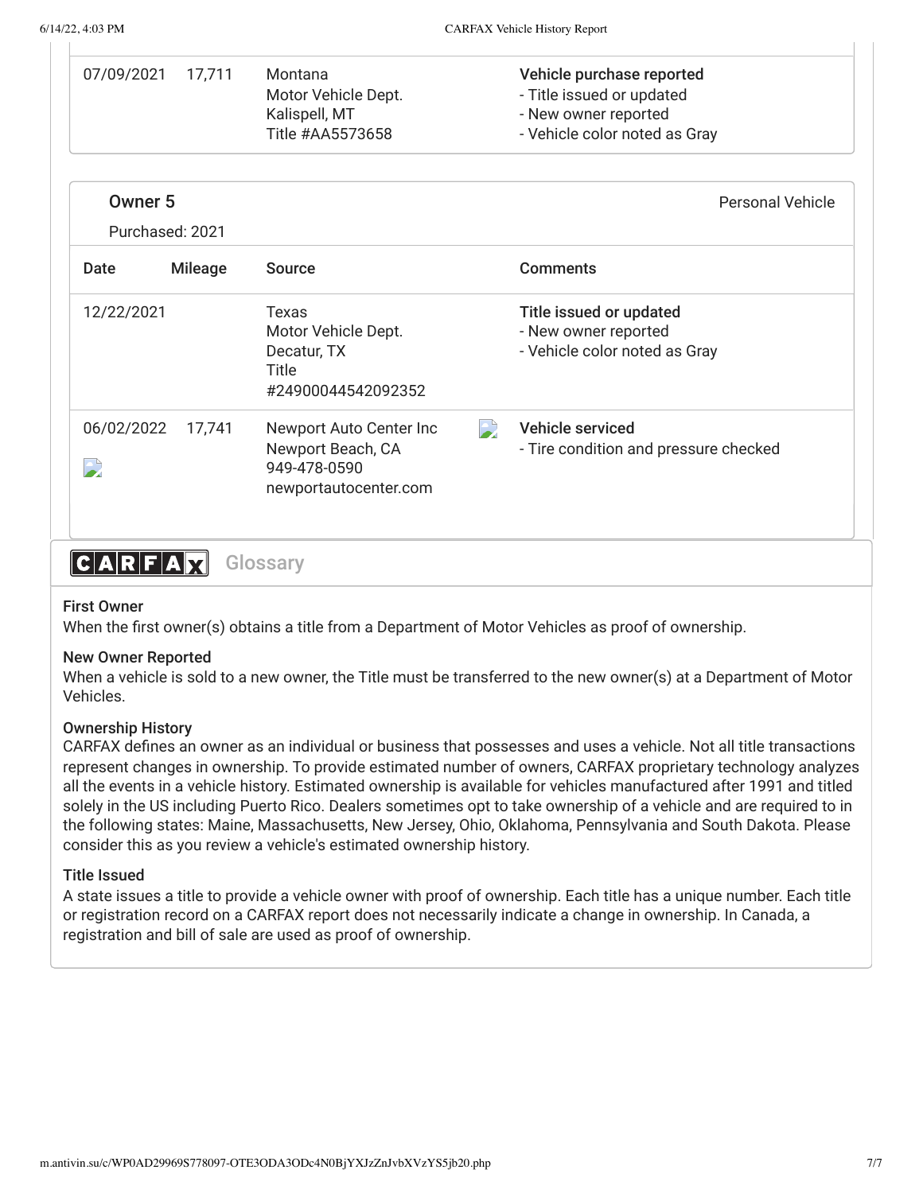| Date | Mileage | Source | Comments |
| --- | --- | --- | --- |
| 07/09/2021 | 17,711 | Montana<br>Motor Vehicle Dept.<br>Kalispell, MT<br>Title #AA5573658 | **Vehicle purchase reported**<br>- Title issued or updated<br>- New owner reported<br>- Vehicle color noted as Gray |

## Owner 5

Personal Vehicle

Purchased: 2021

| Date | Mileage | Source | Comments |
| --- | --- | --- | --- |
| 12/22/2021 | | Texas<br>Motor Vehicle Dept.<br>Decatur, TX<br>Title<br>#24900044542092352 | **Title issued or updated**<br>- New owner reported<br>- Vehicle color noted as Gray |
| 06/02/2022 | 17,741 | Newport Auto Center Inc<br>Newport Beach, CA<br>949-478-0590<br>newportautocenter.com | **Vehicle serviced**<br>- Tire condition and pressure checked |

## CARFAX Glossary

**First Owner**
When the first owner(s) obtains a title from a Department of Motor Vehicles as proof of ownership.

**New Owner Reported**
When a vehicle is sold to a new owner, the Title must be transferred to the new owner(s) at a Department of Motor Vehicles.

**Ownership History**
CARFAX defines an owner as an individual or business that possesses and uses a vehicle. Not all title transactions represent changes in ownership. To provide estimated number of owners, CARFAX proprietary technology analyzes all the events in a vehicle history. Estimated ownership is available for vehicles manufactured after 1991 and titled solely in the US including Puerto Rico. Dealers sometimes opt to take ownership of a vehicle and are required to in the following states: Maine, Massachusetts, New Jersey, Ohio, Oklahoma, Pennsylvania and South Dakota. Please consider this as you review a vehicle's estimated ownership history.

**Title Issued**
A state issues a title to provide a vehicle owner with proof of ownership. Each title has a unique number. Each title or registration record on a CARFAX report does not necessarily indicate a change in ownership. In Canada, a registration and bill of sale are used as proof of ownership.